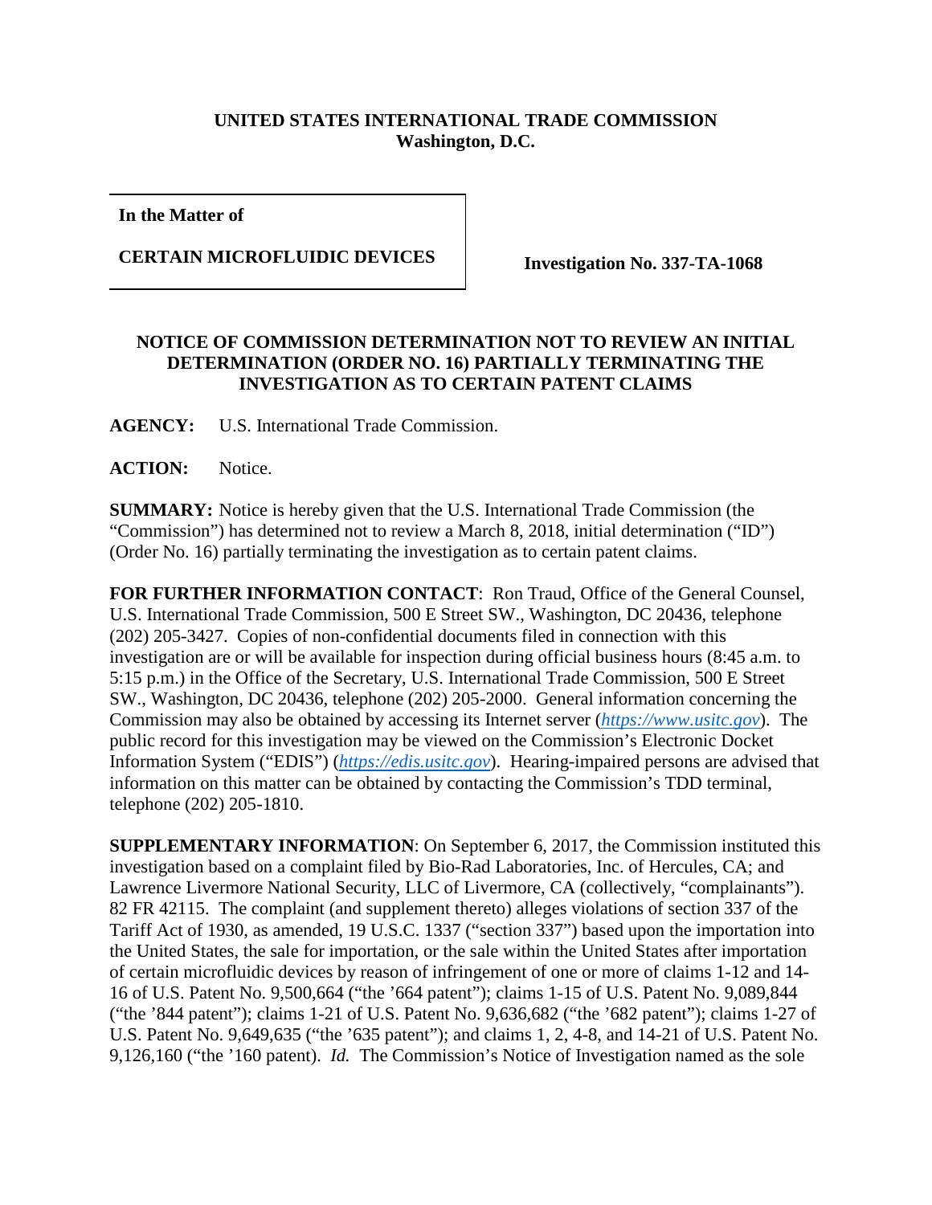**UNITED STATES INTERNATIONAL TRADE COMMISSION**
**Washington, D.C.**

| **In the Matter of**<br><br>**CERTAIN MICROFLUIDIC DEVICES** | **Investigation No. 337-TA-1068** |
|---|---|

## NOTICE OF COMMISSION DETERMINATION NOT TO REVIEW AN INITIAL DETERMINATION (ORDER NO. 16) PARTIALLY TERMINATING THE INVESTIGATION AS TO CERTAIN PATENT CLAIMS

**AGENCY:** U.S. International Trade Commission.

**ACTION:** Notice.

**SUMMARY:** Notice is hereby given that the U.S. International Trade Commission (the "Commission") has determined not to review a March 8, 2018, initial determination ("ID") (Order No. 16) partially terminating the investigation as to certain patent claims.

**FOR FURTHER INFORMATION CONTACT**: Ron Traud, Office of the General Counsel, U.S. International Trade Commission, 500 E Street SW., Washington, DC 20436, telephone (202) 205-3427. Copies of non-confidential documents filed in connection with this investigation are or will be available for inspection during official business hours (8:45 a.m. to 5:15 p.m.) in the Office of the Secretary, U.S. International Trade Commission, 500 E Street SW., Washington, DC 20436, telephone (202) 205-2000. General information concerning the Commission may also be obtained by accessing its Internet server (*https://www.usitc.gov*). The public record for this investigation may be viewed on the Commission's Electronic Docket Information System ("EDIS") (*https://edis.usitc.gov*). Hearing-impaired persons are advised that information on this matter can be obtained by contacting the Commission's TDD terminal, telephone (202) 205-1810.

**SUPPLEMENTARY INFORMATION**: On September 6, 2017, the Commission instituted this investigation based on a complaint filed by Bio-Rad Laboratories, Inc. of Hercules, CA; and Lawrence Livermore National Security, LLC of Livermore, CA (collectively, "complainants"). 82 FR 42115. The complaint (and supplement thereto) alleges violations of section 337 of the Tariff Act of 1930, as amended, 19 U.S.C. 1337 ("section 337") based upon the importation into the United States, the sale for importation, or the sale within the United States after importation of certain microfluidic devices by reason of infringement of one or more of claims 1-12 and 14-16 of U.S. Patent No. 9,500,664 ("the '664 patent"); claims 1-15 of U.S. Patent No. 9,089,844 ("the '844 patent"); claims 1-21 of U.S. Patent No. 9,636,682 ("the '682 patent"); claims 1-27 of U.S. Patent No. 9,649,635 ("the '635 patent"); and claims 1, 2, 4-8, and 14-21 of U.S. Patent No. 9,126,160 ("the '160 patent). *Id.* The Commission's Notice of Investigation named as the sole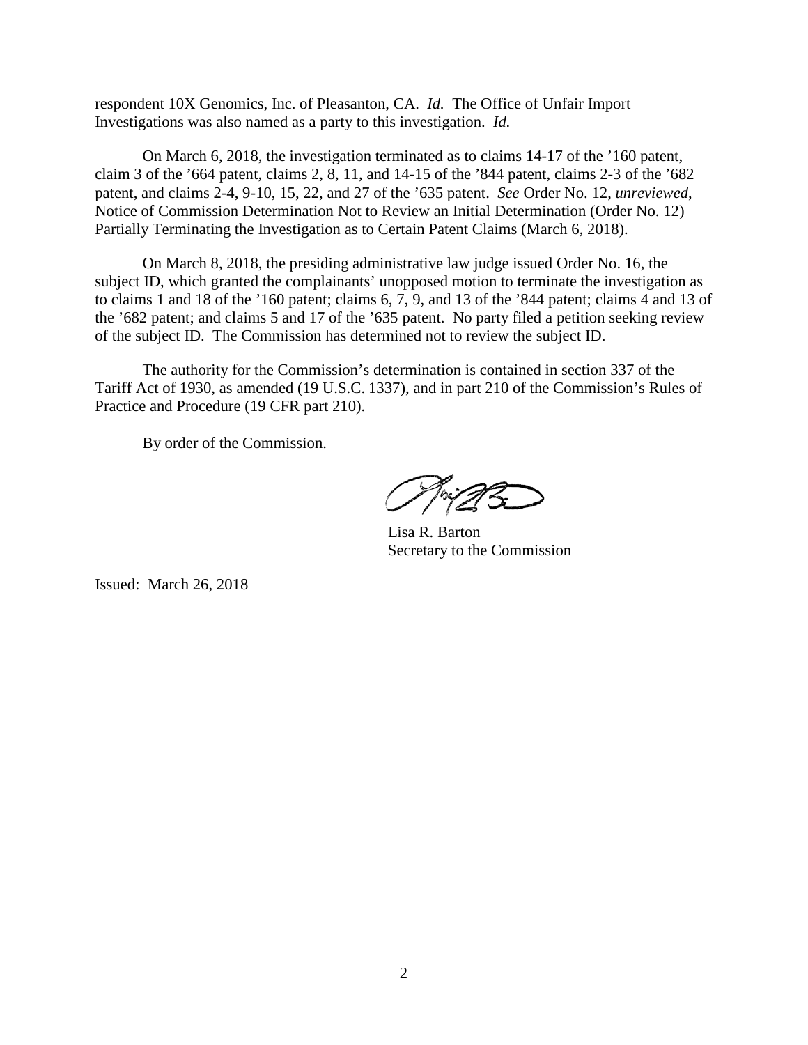respondent 10X Genomics, Inc. of Pleasanton, CA. *Id.* The Office of Unfair Import Investigations was also named as a party to this investigation. *Id.*

On March 6, 2018, the investigation terminated as to claims 14-17 of the ’160 patent, claim 3 of the ’664 patent, claims 2, 8, 11, and 14-15 of the ’844 patent, claims 2-3 of the ’682 patent, and claims 2-4, 9-10, 15, 22, and 27 of the ’635 patent. *See* Order No. 12, *unreviewed*, Notice of Commission Determination Not to Review an Initial Determination (Order No. 12) Partially Terminating the Investigation as to Certain Patent Claims (March 6, 2018).

On March 8, 2018, the presiding administrative law judge issued Order No. 16, the subject ID, which granted the complainants’ unopposed motion to terminate the investigation as to claims 1 and 18 of the ’160 patent; claims 6, 7, 9, and 13 of the ’844 patent; claims 4 and 13 of the ’682 patent; and claims 5 and 17 of the ’635 patent. No party filed a petition seeking review of the subject ID. The Commission has determined not to review the subject ID.

The authority for the Commission’s determination is contained in section 337 of the Tariff Act of 1930, as amended (19 U.S.C. 1337), and in part 210 of the Commission’s Rules of Practice and Procedure (19 CFR part 210).

By order of the Commission.

Lisa R. Barton
Secretary to the Commission

Issued: March 26, 2018